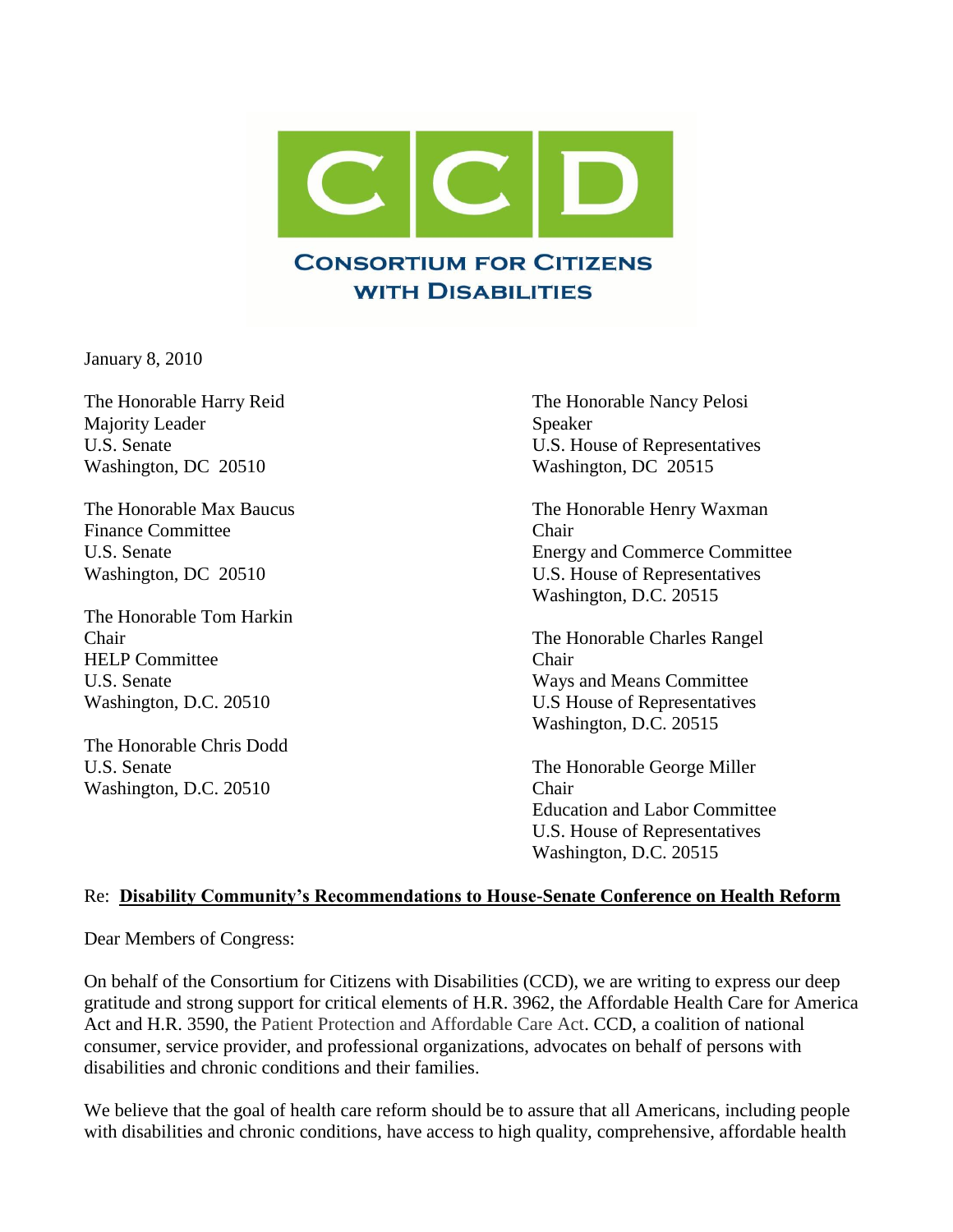# CCD

**CONSORTIUM FOR CITIZENS WITH DISABILITIES**

January 8, 2010

The Honorable Harry Reid
Majority Leader
U.S. Senate
Washington, DC 20510

The Honorable Max Baucus
Finance Committee
U.S. Senate
Washington, DC 20510

The Honorable Tom Harkin
Chair
HELP Committee
U.S. Senate
Washington, D.C. 20510

The Honorable Chris Dodd
U.S. Senate
Washington, D.C. 20510

The Honorable Nancy Pelosi
Speaker
U.S. House of Representatives
Washington, DC 20515

The Honorable Henry Waxman
Chair
Energy and Commerce Committee
U.S. House of Representatives
Washington, D.C. 20515

The Honorable Charles Rangel
Chair
Ways and Means Committee
U.S House of Representatives
Washington, D.C. 20515

The Honorable George Miller
Chair
Education and Labor Committee
U.S. House of Representatives
Washington, D.C. 20515

Re: **Disability Community's Recommendations to House-Senate Conference on Health Reform**

Dear Members of Congress:

On behalf of the Consortium for Citizens with Disabilities (CCD), we are writing to express our deep gratitude and strong support for critical elements of H.R. 3962, the Affordable Health Care for America Act and H.R. 3590, the Patient Protection and Affordable Care Act. CCD, a coalition of national consumer, service provider, and professional organizations, advocates on behalf of persons with disabilities and chronic conditions and their families.

We believe that the goal of health care reform should be to assure that all Americans, including people with disabilities and chronic conditions, have access to high quality, comprehensive, affordable health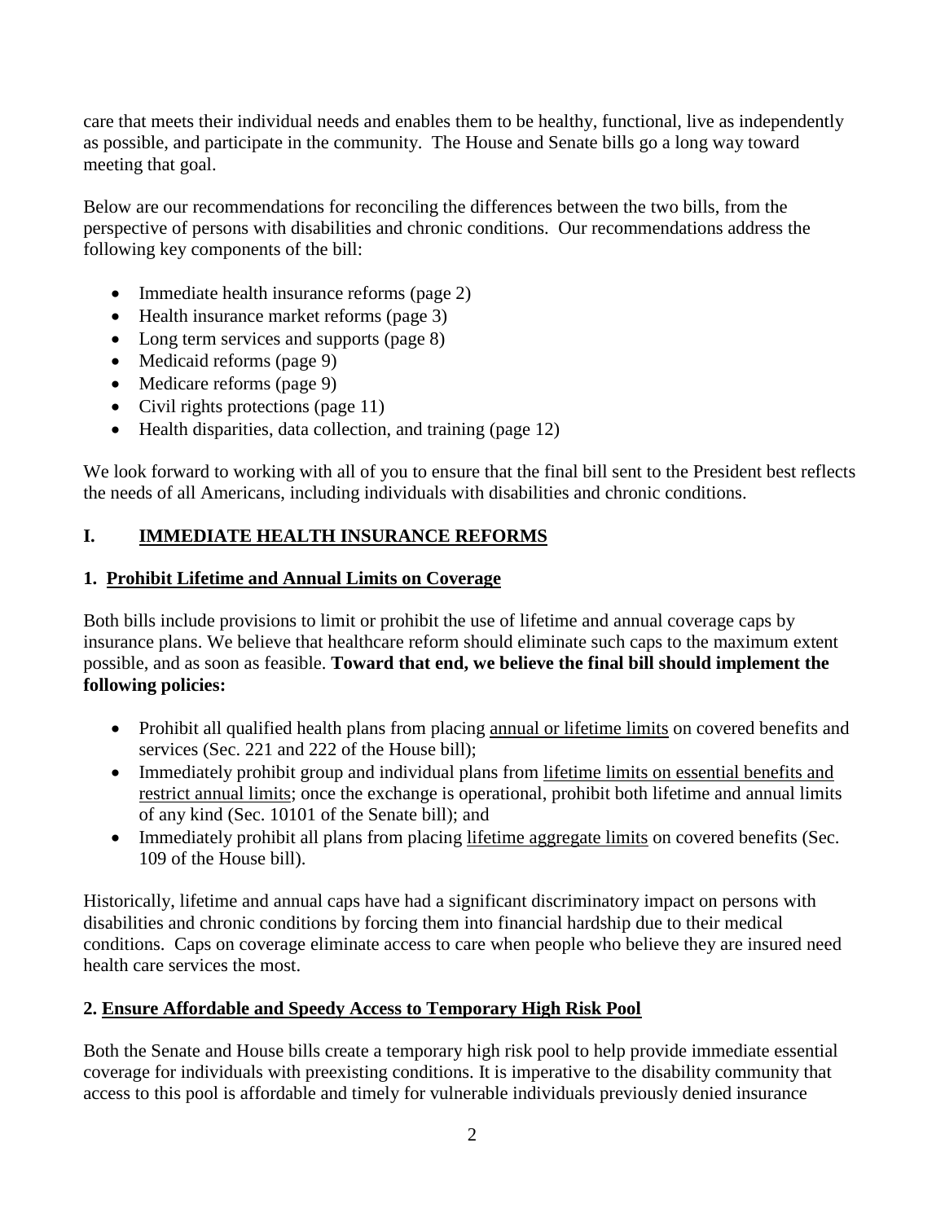care that meets their individual needs and enables them to be healthy, functional, live as independently as possible, and participate in the community. The House and Senate bills go a long way toward meeting that goal.

Below are our recommendations for reconciling the differences between the two bills, from the perspective of persons with disabilities and chronic conditions. Our recommendations address the following key components of the bill:

- Immediate health insurance reforms (page 2)
- Health insurance market reforms (page 3)
- Long term services and supports (page 8)
- Medicaid reforms (page 9)
- Medicare reforms (page 9)
- Civil rights protections (page 11)
- Health disparities, data collection, and training (page 12)

We look forward to working with all of you to ensure that the final bill sent to the President best reflects the needs of all Americans, including individuals with disabilities and chronic conditions.

## I. IMMEDIATE HEALTH INSURANCE REFORMS

### 1. Prohibit Lifetime and Annual Limits on Coverage

Both bills include provisions to limit or prohibit the use of lifetime and annual coverage caps by insurance plans. We believe that healthcare reform should eliminate such caps to the maximum extent possible, and as soon as feasible. **Toward that end, we believe the final bill should implement the following policies:**

- Prohibit all qualified health plans from placing annual or lifetime limits on covered benefits and services (Sec. 221 and 222 of the House bill);
- Immediately prohibit group and individual plans from lifetime limits on essential benefits and restrict annual limits; once the exchange is operational, prohibit both lifetime and annual limits of any kind (Sec. 10101 of the Senate bill); and
- Immediately prohibit all plans from placing lifetime aggregate limits on covered benefits (Sec. 109 of the House bill).

Historically, lifetime and annual caps have had a significant discriminatory impact on persons with disabilities and chronic conditions by forcing them into financial hardship due to their medical conditions. Caps on coverage eliminate access to care when people who believe they are insured need health care services the most.

### 2. Ensure Affordable and Speedy Access to Temporary High Risk Pool

Both the Senate and House bills create a temporary high risk pool to help provide immediate essential coverage for individuals with preexisting conditions. It is imperative to the disability community that access to this pool is affordable and timely for vulnerable individuals previously denied insurance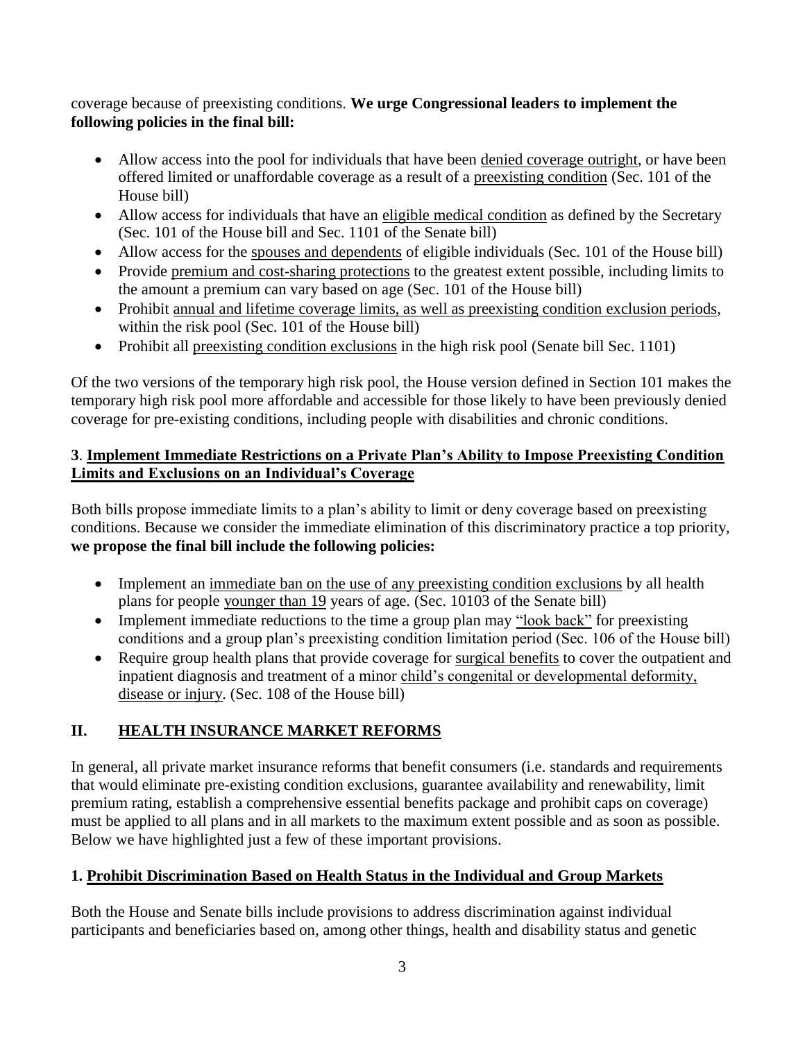coverage because of preexisting conditions. **We urge Congressional leaders to implement the following policies in the final bill:**

- Allow access into the pool for individuals that have been denied coverage outright, or have been offered limited or unaffordable coverage as a result of a preexisting condition (Sec. 101 of the House bill)
- Allow access for individuals that have an eligible medical condition as defined by the Secretary (Sec. 101 of the House bill and Sec. 1101 of the Senate bill)
- Allow access for the spouses and dependents of eligible individuals (Sec. 101 of the House bill)
- Provide premium and cost-sharing protections to the greatest extent possible, including limits to the amount a premium can vary based on age (Sec. 101 of the House bill)
- Prohibit annual and lifetime coverage limits, as well as preexisting condition exclusion periods, within the risk pool (Sec. 101 of the House bill)
- Prohibit all preexisting condition exclusions in the high risk pool (Senate bill Sec. 1101)

Of the two versions of the temporary high risk pool, the House version defined in Section 101 makes the temporary high risk pool more affordable and accessible for those likely to have been previously denied coverage for pre-existing conditions, including people with disabilities and chronic conditions.

### 3. Implement Immediate Restrictions on a Private Plan's Ability to Impose Preexisting Condition Limits and Exclusions on an Individual's Coverage

Both bills propose immediate limits to a plan's ability to limit or deny coverage based on preexisting conditions. Because we consider the immediate elimination of this discriminatory practice a top priority, **we propose the final bill include the following policies:**

- Implement an immediate ban on the use of any preexisting condition exclusions by all health plans for people younger than 19 years of age. (Sec. 10103 of the Senate bill)
- Implement immediate reductions to the time a group plan may "look back" for preexisting conditions and a group plan's preexisting condition limitation period (Sec. 106 of the House bill)
- Require group health plans that provide coverage for surgical benefits to cover the outpatient and inpatient diagnosis and treatment of a minor child's congenital or developmental deformity, disease or injury. (Sec. 108 of the House bill)

## II. HEALTH INSURANCE MARKET REFORMS

In general, all private market insurance reforms that benefit consumers (i.e. standards and requirements that would eliminate pre-existing condition exclusions, guarantee availability and renewability, limit premium rating, establish a comprehensive essential benefits package and prohibit caps on coverage) must be applied to all plans and in all markets to the maximum extent possible and as soon as possible. Below we have highlighted just a few of these important provisions.

### 1. Prohibit Discrimination Based on Health Status in the Individual and Group Markets

Both the House and Senate bills include provisions to address discrimination against individual participants and beneficiaries based on, among other things, health and disability status and genetic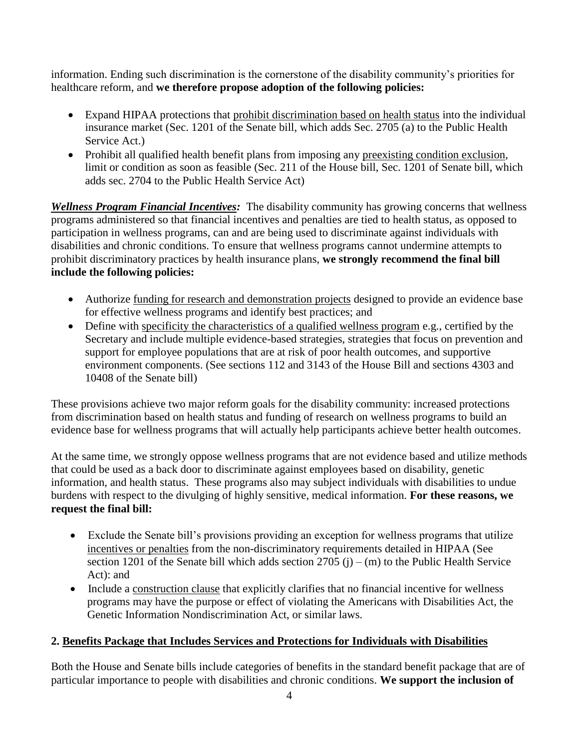information. Ending such discrimination is the cornerstone of the disability community's priorities for healthcare reform, and **we therefore propose adoption of the following policies:**

- Expand HIPAA protections that prohibit discrimination based on health status into the individual insurance market (Sec. 1201 of the Senate bill, which adds Sec. 2705 (a) to the Public Health Service Act.)
- Prohibit all qualified health benefit plans from imposing any preexisting condition exclusion, limit or condition as soon as feasible (Sec. 211 of the House bill, Sec. 1201 of Senate bill, which adds sec. 2704 to the Public Health Service Act)

***Wellness Program Financial Incentives:*** The disability community has growing concerns that wellness programs administered so that financial incentives and penalties are tied to health status, as opposed to participation in wellness programs, can and are being used to discriminate against individuals with disabilities and chronic conditions. To ensure that wellness programs cannot undermine attempts to prohibit discriminatory practices by health insurance plans, **we strongly recommend the final bill include the following policies:**

- Authorize funding for research and demonstration projects designed to provide an evidence base for effective wellness programs and identify best practices; and
- Define with specificity the characteristics of a qualified wellness program e.g., certified by the Secretary and include multiple evidence-based strategies, strategies that focus on prevention and support for employee populations that are at risk of poor health outcomes, and supportive environment components. (See sections 112 and 3143 of the House Bill and sections 4303 and 10408 of the Senate bill)

These provisions achieve two major reform goals for the disability community: increased protections from discrimination based on health status and funding of research on wellness programs to build an evidence base for wellness programs that will actually help participants achieve better health outcomes.

At the same time, we strongly oppose wellness programs that are not evidence based and utilize methods that could be used as a back door to discriminate against employees based on disability, genetic information, and health status. These programs also may subject individuals with disabilities to undue burdens with respect to the divulging of highly sensitive, medical information. **For these reasons, we request the final bill:**

- Exclude the Senate bill's provisions providing an exception for wellness programs that utilize incentives or penalties from the non-discriminatory requirements detailed in HIPAA (See section 1201 of the Senate bill which adds section 2705 (j) – (m) to the Public Health Service Act): and
- Include a construction clause that explicitly clarifies that no financial incentive for wellness programs may have the purpose or effect of violating the Americans with Disabilities Act, the Genetic Information Nondiscrimination Act, or similar laws.

**2. Benefits Package that Includes Services and Protections for Individuals with Disabilities**

Both the House and Senate bills include categories of benefits in the standard benefit package that are of particular importance to people with disabilities and chronic conditions. **We support the inclusion of**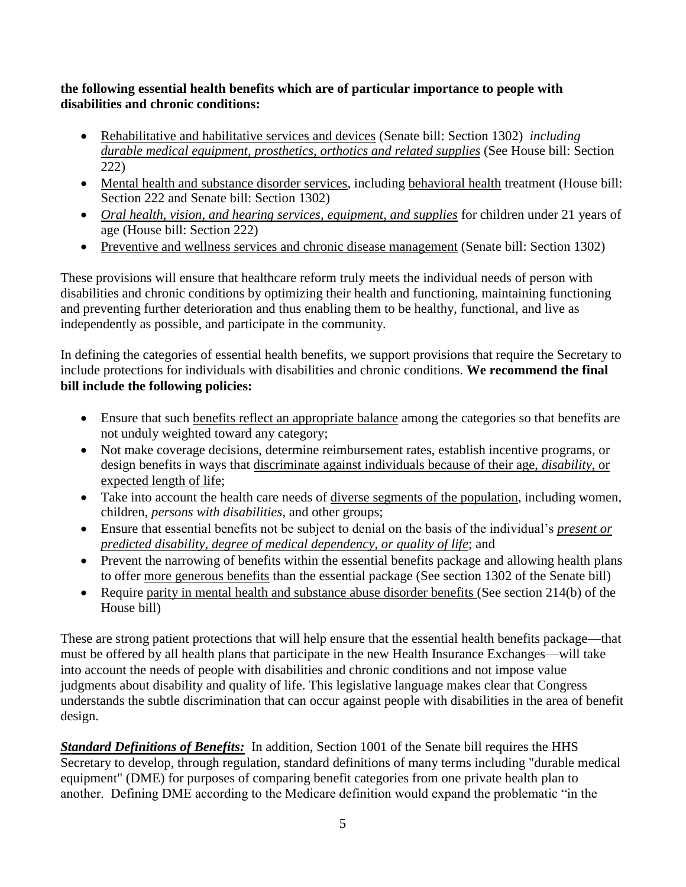**the following essential health benefits which are of particular importance to people with disabilities and chronic conditions:**

- Rehabilitative and habilitative services and devices (Senate bill: Section 1302) *including durable medical equipment, prosthetics, orthotics and related supplies* (See House bill: Section 222)
- Mental health and substance disorder services, including behavioral health treatment (House bill: Section 222 and Senate bill: Section 1302)
- *Oral health, vision, and hearing services, equipment, and supplies* for children under 21 years of age (House bill: Section 222)
- Preventive and wellness services and chronic disease management (Senate bill: Section 1302)

These provisions will ensure that healthcare reform truly meets the individual needs of person with disabilities and chronic conditions by optimizing their health and functioning, maintaining functioning and preventing further deterioration and thus enabling them to be healthy, functional, and live as independently as possible, and participate in the community.

In defining the categories of essential health benefits, we support provisions that require the Secretary to include protections for individuals with disabilities and chronic conditions. **We recommend the final bill include the following policies:**

- Ensure that such benefits reflect an appropriate balance among the categories so that benefits are not unduly weighted toward any category;
- Not make coverage decisions, determine reimbursement rates, establish incentive programs, or design benefits in ways that discriminate against individuals because of their age, *disability*, or expected length of life;
- Take into account the health care needs of diverse segments of the population, including women, children, *persons with disabilities*, and other groups;
- Ensure that essential benefits not be subject to denial on the basis of the individual's *present or predicted disability, degree of medical dependency, or quality of life*; and
- Prevent the narrowing of benefits within the essential benefits package and allowing health plans to offer more generous benefits than the essential package (See section 1302 of the Senate bill)
- Require parity in mental health and substance abuse disorder benefits (See section 214(b) of the House bill)

These are strong patient protections that will help ensure that the essential health benefits package—that must be offered by all health plans that participate in the new Health Insurance Exchanges—will take into account the needs of people with disabilities and chronic conditions and not impose value judgments about disability and quality of life. This legislative language makes clear that Congress understands the subtle discrimination that can occur against people with disabilities in the area of benefit design.

***Standard Definitions of Benefits:*** In addition, Section 1001 of the Senate bill requires the HHS Secretary to develop, through regulation, standard definitions of many terms including "durable medical equipment" (DME) for purposes of comparing benefit categories from one private health plan to another. Defining DME according to the Medicare definition would expand the problematic "in the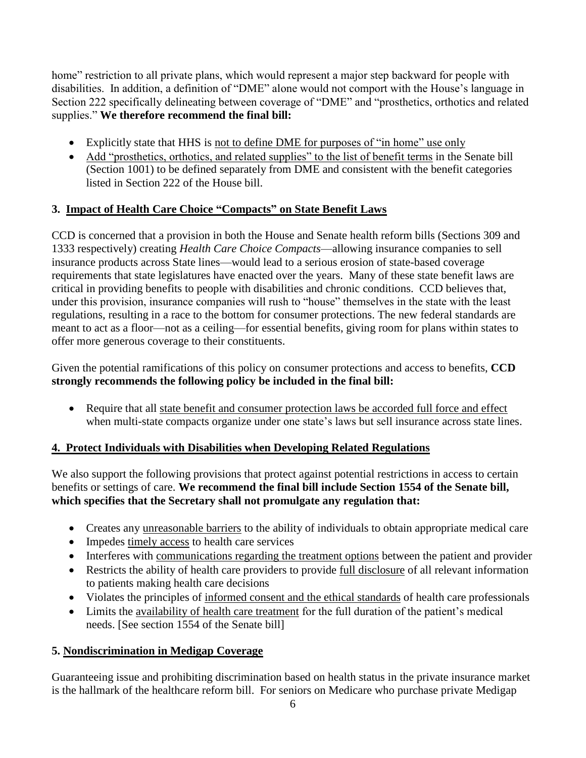home" restriction to all private plans, which would represent a major step backward for people with disabilities. In addition, a definition of "DME" alone would not comport with the House's language in Section 222 specifically delineating between coverage of "DME" and "prosthetics, orthotics and related supplies." **We therefore recommend the final bill:**

- Explicitly state that HHS is <u>not to define DME for purposes of "in home" use only</u>
- <u>Add "prosthetics, orthotics, and related supplies" to the list of benefit terms</u> in the Senate bill (Section 1001) to be defined separately from DME and consistent with the benefit categories listed in Section 222 of the House bill.

### 3. <u>Impact of Health Care Choice "Compacts" on State Benefit Laws</u>

CCD is concerned that a provision in both the House and Senate health reform bills (Sections 309 and 1333 respectively) creating *Health Care Choice Compacts*—allowing insurance companies to sell insurance products across State lines—would lead to a serious erosion of state-based coverage requirements that state legislatures have enacted over the years. Many of these state benefit laws are critical in providing benefits to people with disabilities and chronic conditions. CCD believes that, under this provision, insurance companies will rush to "house" themselves in the state with the least regulations, resulting in a race to the bottom for consumer protections. The new federal standards are meant to act as a floor—not as a ceiling—for essential benefits, giving room for plans within states to offer more generous coverage to their constituents.

Given the potential ramifications of this policy on consumer protections and access to benefits, **CCD strongly recommends the following policy be included in the final bill:**

- Require that all <u>state benefit and consumer protection laws be accorded full force and effect</u> when multi-state compacts organize under one state's laws but sell insurance across state lines.

### <u>4. Protect Individuals with Disabilities when Developing Related Regulations</u>

We also support the following provisions that protect against potential restrictions in access to certain benefits or settings of care. **We recommend the final bill include Section 1554 of the Senate bill, which specifies that the Secretary shall not promulgate any regulation that:**

- Creates any <u>unreasonable barriers</u> to the ability of individuals to obtain appropriate medical care
- Impedes <u>timely access</u> to health care services
- Interferes with <u>communications regarding the treatment options</u> between the patient and provider
- Restricts the ability of health care providers to provide <u>full disclosure</u> of all relevant information to patients making health care decisions
- Violates the principles of <u>informed consent and the ethical standards</u> of health care professionals
- Limits the <u>availability of health care treatment</u> for the full duration of the patient's medical needs. [See section 1554 of the Senate bill]

### 5. <u>Nondiscrimination in Medigap Coverage</u>

Guaranteeing issue and prohibiting discrimination based on health status in the private insurance market is the hallmark of the healthcare reform bill. For seniors on Medicare who purchase private Medigap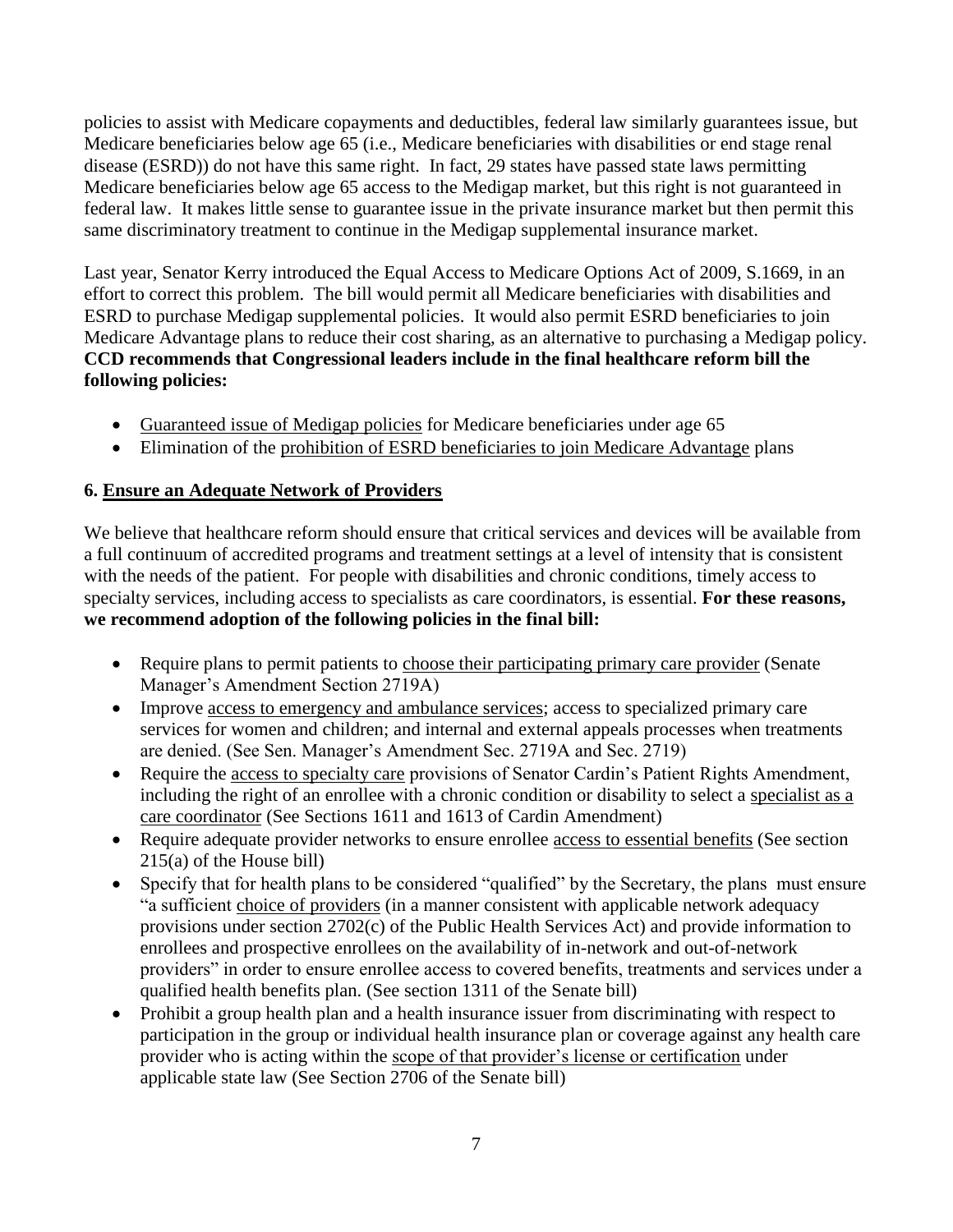policies to assist with Medicare copayments and deductibles, federal law similarly guarantees issue, but Medicare beneficiaries below age 65 (i.e., Medicare beneficiaries with disabilities or end stage renal disease (ESRD)) do not have this same right. In fact, 29 states have passed state laws permitting Medicare beneficiaries below age 65 access to the Medigap market, but this right is not guaranteed in federal law. It makes little sense to guarantee issue in the private insurance market but then permit this same discriminatory treatment to continue in the Medigap supplemental insurance market.

Last year, Senator Kerry introduced the Equal Access to Medicare Options Act of 2009, S.1669, in an effort to correct this problem. The bill would permit all Medicare beneficiaries with disabilities and ESRD to purchase Medigap supplemental policies. It would also permit ESRD beneficiaries to join Medicare Advantage plans to reduce their cost sharing, as an alternative to purchasing a Medigap policy. **CCD recommends that Congressional leaders include in the final healthcare reform bill the following policies:**

- <u>Guaranteed issue of Medigap policies</u> for Medicare beneficiaries under age 65
- Elimination of the <u>prohibition of ESRD beneficiaries to join Medicare Advantage</u> plans

**6. <u>Ensure an Adequate Network of Providers</u>**

We believe that healthcare reform should ensure that critical services and devices will be available from a full continuum of accredited programs and treatment settings at a level of intensity that is consistent with the needs of the patient. For people with disabilities and chronic conditions, timely access to specialty services, including access to specialists as care coordinators, is essential. **For these reasons, we recommend adoption of the following policies in the final bill:**

- Require plans to permit patients to <u>choose their participating primary care provider</u> (Senate Manager's Amendment Section 2719A)
- Improve <u>access to emergency and ambulance services</u>; access to specialized primary care services for women and children; and internal and external appeals processes when treatments are denied. (See Sen. Manager's Amendment Sec. 2719A and Sec. 2719)
- Require the <u>access to specialty care</u> provisions of Senator Cardin's Patient Rights Amendment, including the right of an enrollee with a chronic condition or disability to select a <u>specialist as a care coordinator</u> (See Sections 1611 and 1613 of Cardin Amendment)
- Require adequate provider networks to ensure enrollee <u>access to essential benefits</u> (See section 215(a) of the House bill)
- Specify that for health plans to be considered "qualified" by the Secretary, the plans must ensure "a sufficient <u>choice of providers</u> (in a manner consistent with applicable network adequacy provisions under section 2702(c) of the Public Health Services Act) and provide information to enrollees and prospective enrollees on the availability of in-network and out-of-network providers" in order to ensure enrollee access to covered benefits, treatments and services under a qualified health benefits plan. (See section 1311 of the Senate bill)
- Prohibit a group health plan and a health insurance issuer from discriminating with respect to participation in the group or individual health insurance plan or coverage against any health care provider who is acting within the <u>scope of that provider's license or certification</u> under applicable state law (See Section 2706 of the Senate bill)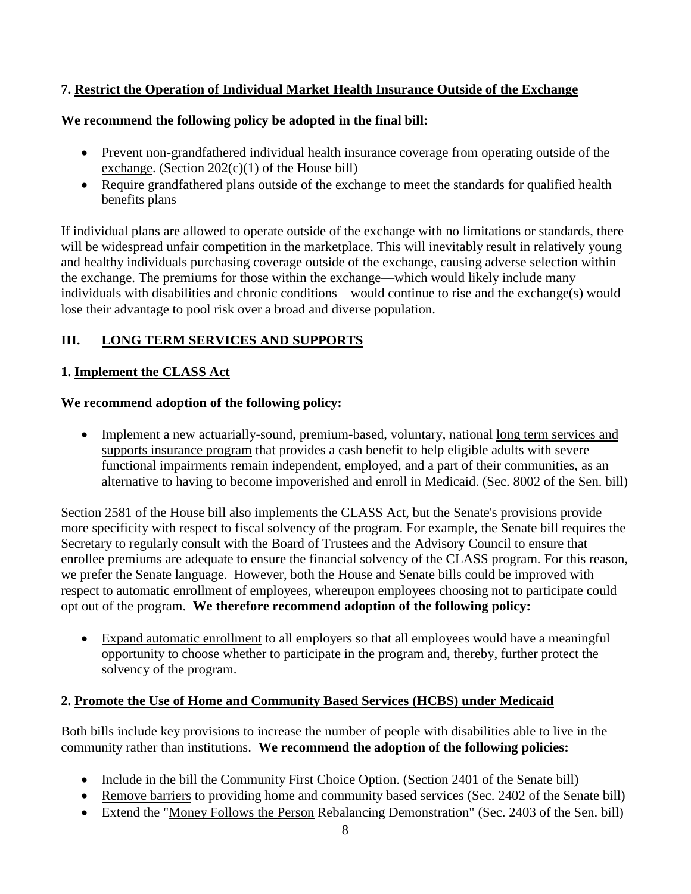**7. <u>Restrict the Operation of Individual Market Health Insurance Outside of the Exchange</u>**

**We recommend the following policy be adopted in the final bill:**

- Prevent non-grandfathered individual health insurance coverage from <u>operating outside of the exchange</u>. (Section 202(c)(1) of the House bill)
- Require grandfathered <u>plans outside of the exchange to meet the standards</u> for qualified health benefits plans

If individual plans are allowed to operate outside of the exchange with no limitations or standards, there will be widespread unfair competition in the marketplace. This will inevitably result in relatively young and healthy individuals purchasing coverage outside of the exchange, causing adverse selection within the exchange. The premiums for those within the exchange—which would likely include many individuals with disabilities and chronic conditions—would continue to rise and the exchange(s) would lose their advantage to pool risk over a broad and diverse population.

## III. <u>LONG TERM SERVICES AND SUPPORTS</u>

**1. <u>Implement the CLASS Act</u>**

**We recommend adoption of the following policy:**

- Implement a new actuarially-sound, premium-based, voluntary, national <u>long term services and supports insurance program</u> that provides a cash benefit to help eligible adults with severe functional impairments remain independent, employed, and a part of their communities, as an alternative to having to become impoverished and enroll in Medicaid. (Sec. 8002 of the Sen. bill)

Section 2581 of the House bill also implements the CLASS Act, but the Senate's provisions provide more specificity with respect to fiscal solvency of the program. For example, the Senate bill requires the Secretary to regularly consult with the Board of Trustees and the Advisory Council to ensure that enrollee premiums are adequate to ensure the financial solvency of the CLASS program. For this reason, we prefer the Senate language. However, both the House and Senate bills could be improved with respect to automatic enrollment of employees, whereupon employees choosing not to participate could opt out of the program. **We therefore recommend adoption of the following policy:**

- <u>Expand automatic enrollment</u> to all employers so that all employees would have a meaningful opportunity to choose whether to participate in the program and, thereby, further protect the solvency of the program.

**2. <u>Promote the Use of Home and Community Based Services (HCBS) under Medicaid</u>**

Both bills include key provisions to increase the number of people with disabilities able to live in the community rather than institutions. **We recommend the adoption of the following policies:**

- Include in the bill the <u>Community First Choice Option</u>. (Section 2401 of the Senate bill)
- <u>Remove barriers</u> to providing home and community based services (Sec. 2402 of the Senate bill)
- Extend the "<u>Money Follows the Person</u> Rebalancing Demonstration" (Sec. 2403 of the Sen. bill)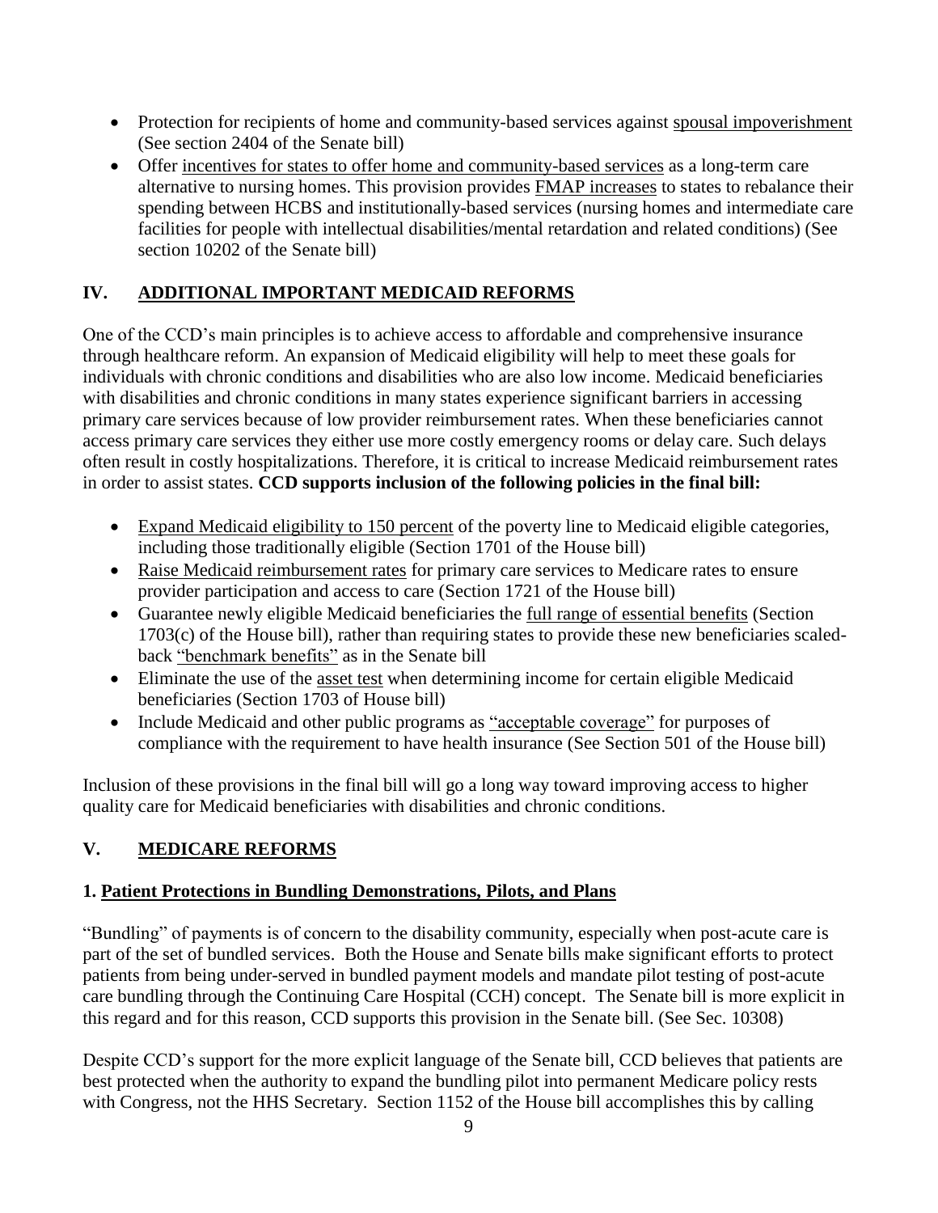- Protection for recipients of home and community-based services against spousal impoverishment (See section 2404 of the Senate bill)
- Offer incentives for states to offer home and community-based services as a long-term care alternative to nursing homes. This provision provides FMAP increases to states to rebalance their spending between HCBS and institutionally-based services (nursing homes and intermediate care facilities for people with intellectual disabilities/mental retardation and related conditions) (See section 10202 of the Senate bill)

## IV. ADDITIONAL IMPORTANT MEDICAID REFORMS

One of the CCD's main principles is to achieve access to affordable and comprehensive insurance through healthcare reform. An expansion of Medicaid eligibility will help to meet these goals for individuals with chronic conditions and disabilities who are also low income. Medicaid beneficiaries with disabilities and chronic conditions in many states experience significant barriers in accessing primary care services because of low provider reimbursement rates. When these beneficiaries cannot access primary care services they either use more costly emergency rooms or delay care. Such delays often result in costly hospitalizations. Therefore, it is critical to increase Medicaid reimbursement rates in order to assist states. **CCD supports inclusion of the following policies in the final bill:**

- Expand Medicaid eligibility to 150 percent of the poverty line to Medicaid eligible categories, including those traditionally eligible (Section 1701 of the House bill)
- Raise Medicaid reimbursement rates for primary care services to Medicare rates to ensure provider participation and access to care (Section 1721 of the House bill)
- Guarantee newly eligible Medicaid beneficiaries the full range of essential benefits (Section 1703(c) of the House bill), rather than requiring states to provide these new beneficiaries scaled-back "benchmark benefits" as in the Senate bill
- Eliminate the use of the asset test when determining income for certain eligible Medicaid beneficiaries (Section 1703 of House bill)
- Include Medicaid and other public programs as "acceptable coverage" for purposes of compliance with the requirement to have health insurance (See Section 501 of the House bill)

Inclusion of these provisions in the final bill will go a long way toward improving access to higher quality care for Medicaid beneficiaries with disabilities and chronic conditions.

## V. MEDICARE REFORMS

### 1. Patient Protections in Bundling Demonstrations, Pilots, and Plans

"Bundling" of payments is of concern to the disability community, especially when post-acute care is part of the set of bundled services. Both the House and Senate bills make significant efforts to protect patients from being under-served in bundled payment models and mandate pilot testing of post-acute care bundling through the Continuing Care Hospital (CCH) concept. The Senate bill is more explicit in this regard and for this reason, CCD supports this provision in the Senate bill. (See Sec. 10308)

Despite CCD's support for the more explicit language of the Senate bill, CCD believes that patients are best protected when the authority to expand the bundling pilot into permanent Medicare policy rests with Congress, not the HHS Secretary. Section 1152 of the House bill accomplishes this by calling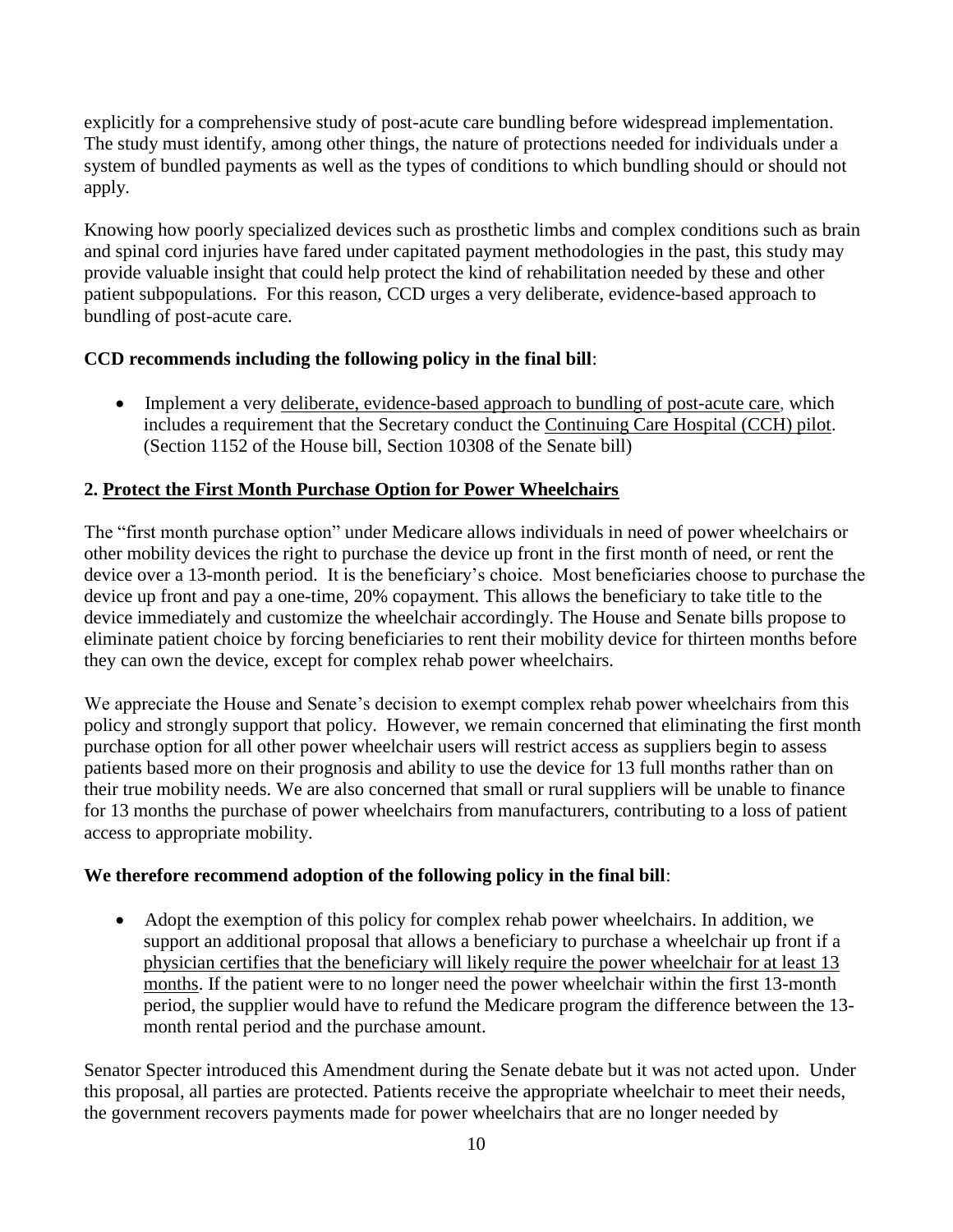explicitly for a comprehensive study of post-acute care bundling before widespread implementation. The study must identify, among other things, the nature of protections needed for individuals under a system of bundled payments as well as the types of conditions to which bundling should or should not apply.

Knowing how poorly specialized devices such as prosthetic limbs and complex conditions such as brain and spinal cord injuries have fared under capitated payment methodologies in the past, this study may provide valuable insight that could help protect the kind of rehabilitation needed by these and other patient subpopulations. For this reason, CCD urges a very deliberate, evidence-based approach to bundling of post-acute care.

**CCD recommends including the following policy in the final bill**:

- Implement a very deliberate, evidence-based approach to bundling of post-acute care, which includes a requirement that the Secretary conduct the Continuing Care Hospital (CCH) pilot. (Section 1152 of the House bill, Section 10308 of the Senate bill)

**2. Protect the First Month Purchase Option for Power Wheelchairs**

The "first month purchase option" under Medicare allows individuals in need of power wheelchairs or other mobility devices the right to purchase the device up front in the first month of need, or rent the device over a 13-month period. It is the beneficiary's choice. Most beneficiaries choose to purchase the device up front and pay a one-time, 20% copayment. This allows the beneficiary to take title to the device immediately and customize the wheelchair accordingly. The House and Senate bills propose to eliminate patient choice by forcing beneficiaries to rent their mobility device for thirteen months before they can own the device, except for complex rehab power wheelchairs.

We appreciate the House and Senate's decision to exempt complex rehab power wheelchairs from this policy and strongly support that policy. However, we remain concerned that eliminating the first month purchase option for all other power wheelchair users will restrict access as suppliers begin to assess patients based more on their prognosis and ability to use the device for 13 full months rather than on their true mobility needs. We are also concerned that small or rural suppliers will be unable to finance for 13 months the purchase of power wheelchairs from manufacturers, contributing to a loss of patient access to appropriate mobility.

**We therefore recommend adoption of the following policy in the final bill**:

- Adopt the exemption of this policy for complex rehab power wheelchairs. In addition, we support an additional proposal that allows a beneficiary to purchase a wheelchair up front if a physician certifies that the beneficiary will likely require the power wheelchair for at least 13 months. If the patient were to no longer need the power wheelchair within the first 13-month period, the supplier would have to refund the Medicare program the difference between the 13-month rental period and the purchase amount.

Senator Specter introduced this Amendment during the Senate debate but it was not acted upon. Under this proposal, all parties are protected. Patients receive the appropriate wheelchair to meet their needs, the government recovers payments made for power wheelchairs that are no longer needed by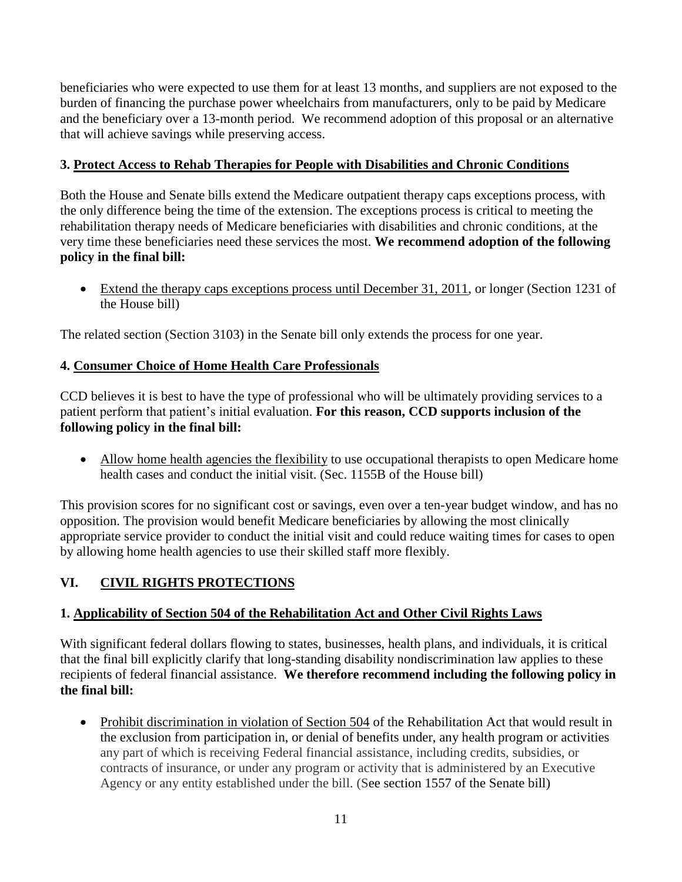beneficiaries who were expected to use them for at least 13 months, and suppliers are not exposed to the burden of financing the purchase power wheelchairs from manufacturers, only to be paid by Medicare and the beneficiary over a 13-month period. We recommend adoption of this proposal or an alternative that will achieve savings while preserving access.

### 3. Protect Access to Rehab Therapies for People with Disabilities and Chronic Conditions

Both the House and Senate bills extend the Medicare outpatient therapy caps exceptions process, with the only difference being the time of the extension. The exceptions process is critical to meeting the rehabilitation therapy needs of Medicare beneficiaries with disabilities and chronic conditions, at the very time these beneficiaries need these services the most. **We recommend adoption of the following policy in the final bill:**

- Extend the therapy caps exceptions process until December 31, 2011, or longer (Section 1231 of the House bill)

The related section (Section 3103) in the Senate bill only extends the process for one year.

### 4. Consumer Choice of Home Health Care Professionals

CCD believes it is best to have the type of professional who will be ultimately providing services to a patient perform that patient's initial evaluation. **For this reason, CCD supports inclusion of the following policy in the final bill:**

- Allow home health agencies the flexibility to use occupational therapists to open Medicare home health cases and conduct the initial visit. (Sec. 1155B of the House bill)

This provision scores for no significant cost or savings, even over a ten-year budget window, and has no opposition. The provision would benefit Medicare beneficiaries by allowing the most clinically appropriate service provider to conduct the initial visit and could reduce waiting times for cases to open by allowing home health agencies to use their skilled staff more flexibly.

## VI. CIVIL RIGHTS PROTECTIONS

### 1. Applicability of Section 504 of the Rehabilitation Act and Other Civil Rights Laws

With significant federal dollars flowing to states, businesses, health plans, and individuals, it is critical that the final bill explicitly clarify that long-standing disability nondiscrimination law applies to these recipients of federal financial assistance. **We therefore recommend including the following policy in the final bill:**

- Prohibit discrimination in violation of Section 504 of the Rehabilitation Act that would result in the exclusion from participation in, or denial of benefits under, any health program or activities any part of which is receiving Federal financial assistance, including credits, subsidies, or contracts of insurance, or under any program or activity that is administered by an Executive Agency or any entity established under the bill. (See section 1557 of the Senate bill)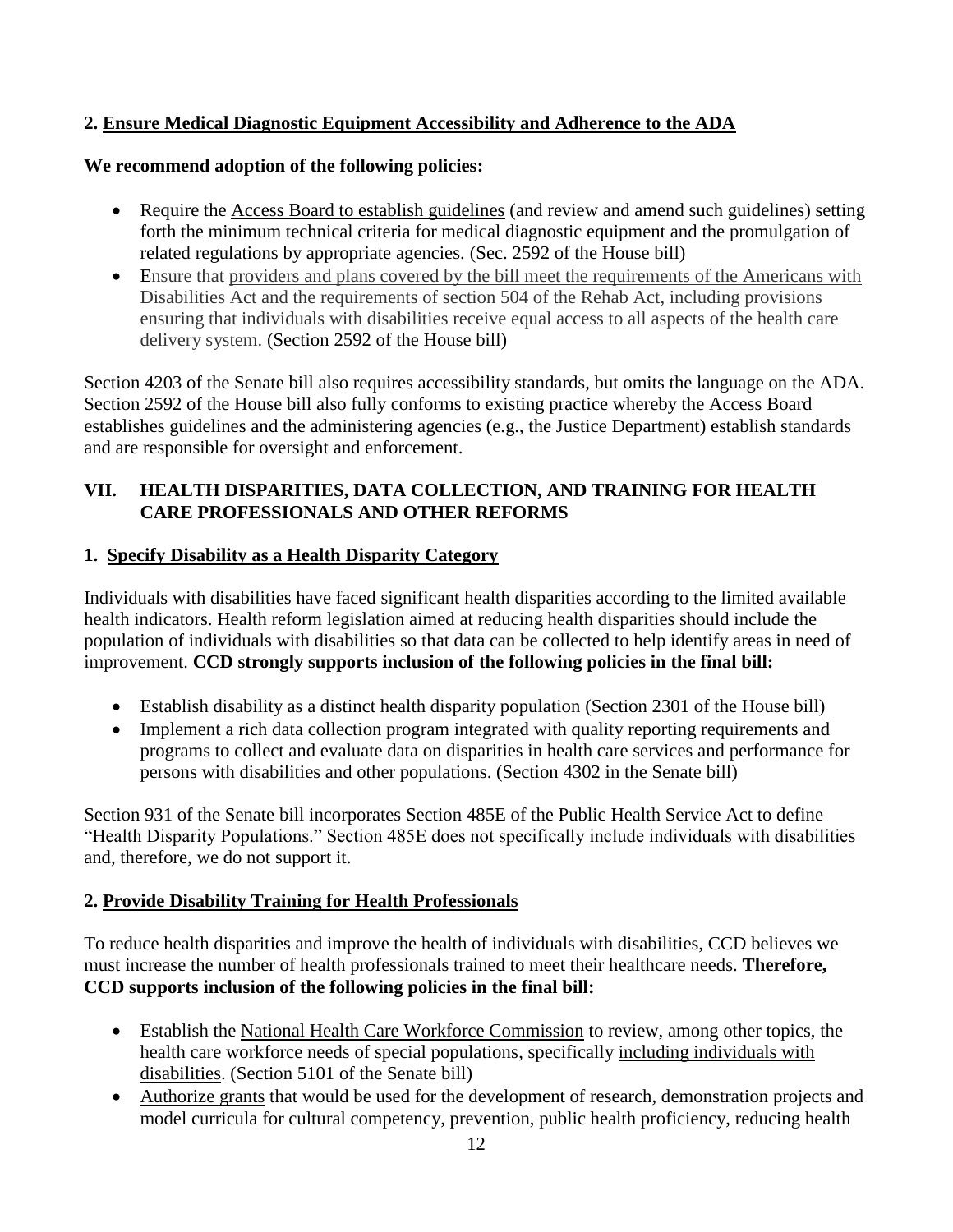**2. Ensure Medical Diagnostic Equipment Accessibility and Adherence to the ADA**

**We recommend adoption of the following policies:**

- Require the Access Board to establish guidelines (and review and amend such guidelines) setting forth the minimum technical criteria for medical diagnostic equipment and the promulgation of related regulations by appropriate agencies. (Sec. 2592 of the House bill)
- Ensure that providers and plans covered by the bill meet the requirements of the Americans with Disabilities Act and the requirements of section 504 of the Rehab Act, including provisions ensuring that individuals with disabilities receive equal access to all aspects of the health care delivery system. (Section 2592 of the House bill)

Section 4203 of the Senate bill also requires accessibility standards, but omits the language on the ADA. Section 2592 of the House bill also fully conforms to existing practice whereby the Access Board establishes guidelines and the administering agencies (e.g., the Justice Department) establish standards and are responsible for oversight and enforcement.

## VII. HEALTH DISPARITIES, DATA COLLECTION, AND TRAINING FOR HEALTH CARE PROFESSIONALS AND OTHER REFORMS

**1. Specify Disability as a Health Disparity Category**

Individuals with disabilities have faced significant health disparities according to the limited available health indicators. Health reform legislation aimed at reducing health disparities should include the population of individuals with disabilities so that data can be collected to help identify areas in need of improvement. **CCD strongly supports inclusion of the following policies in the final bill:**

- Establish disability as a distinct health disparity population (Section 2301 of the House bill)
- Implement a rich data collection program integrated with quality reporting requirements and programs to collect and evaluate data on disparities in health care services and performance for persons with disabilities and other populations. (Section 4302 in the Senate bill)

Section 931 of the Senate bill incorporates Section 485E of the Public Health Service Act to define "Health Disparity Populations." Section 485E does not specifically include individuals with disabilities and, therefore, we do not support it.

**2. Provide Disability Training for Health Professionals**

To reduce health disparities and improve the health of individuals with disabilities, CCD believes we must increase the number of health professionals trained to meet their healthcare needs. **Therefore, CCD supports inclusion of the following policies in the final bill:**

- Establish the National Health Care Workforce Commission to review, among other topics, the health care workforce needs of special populations, specifically including individuals with disabilities. (Section 5101 of the Senate bill)
- Authorize grants that would be used for the development of research, demonstration projects and model curricula for cultural competency, prevention, public health proficiency, reducing health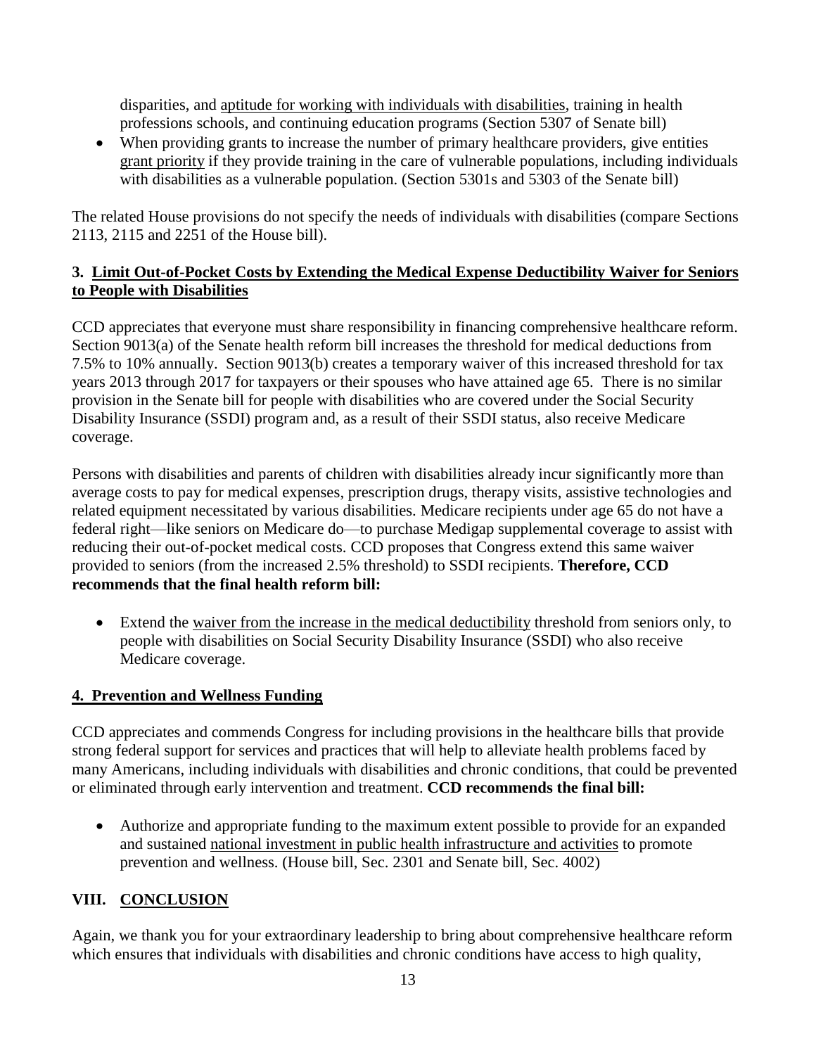disparities, and aptitude for working with individuals with disabilities, training in health professions schools, and continuing education programs (Section 5307 of Senate bill)

- When providing grants to increase the number of primary healthcare providers, give entities grant priority if they provide training in the care of vulnerable populations, including individuals with disabilities as a vulnerable population. (Section 5301s and 5303 of the Senate bill)

The related House provisions do not specify the needs of individuals with disabilities (compare Sections 2113, 2115 and 2251 of the House bill).

### 3. Limit Out-of-Pocket Costs by Extending the Medical Expense Deductibility Waiver for Seniors to People with Disabilities

CCD appreciates that everyone must share responsibility in financing comprehensive healthcare reform. Section 9013(a) of the Senate health reform bill increases the threshold for medical deductions from 7.5% to 10% annually. Section 9013(b) creates a temporary waiver of this increased threshold for tax years 2013 through 2017 for taxpayers or their spouses who have attained age 65. There is no similar provision in the Senate bill for people with disabilities who are covered under the Social Security Disability Insurance (SSDI) program and, as a result of their SSDI status, also receive Medicare coverage.

Persons with disabilities and parents of children with disabilities already incur significantly more than average costs to pay for medical expenses, prescription drugs, therapy visits, assistive technologies and related equipment necessitated by various disabilities. Medicare recipients under age 65 do not have a federal right—like seniors on Medicare do—to purchase Medigap supplemental coverage to assist with reducing their out-of-pocket medical costs. CCD proposes that Congress extend this same waiver provided to seniors (from the increased 2.5% threshold) to SSDI recipients. **Therefore, CCD recommends that the final health reform bill:**

- Extend the waiver from the increase in the medical deductibility threshold from seniors only, to people with disabilities on Social Security Disability Insurance (SSDI) who also receive Medicare coverage.

### 4. Prevention and Wellness Funding

CCD appreciates and commends Congress for including provisions in the healthcare bills that provide strong federal support for services and practices that will help to alleviate health problems faced by many Americans, including individuals with disabilities and chronic conditions, that could be prevented or eliminated through early intervention and treatment. **CCD recommends the final bill:**

- Authorize and appropriate funding to the maximum extent possible to provide for an expanded and sustained national investment in public health infrastructure and activities to promote prevention and wellness. (House bill, Sec. 2301 and Senate bill, Sec. 4002)

## VIII. CONCLUSION

Again, we thank you for your extraordinary leadership to bring about comprehensive healthcare reform which ensures that individuals with disabilities and chronic conditions have access to high quality,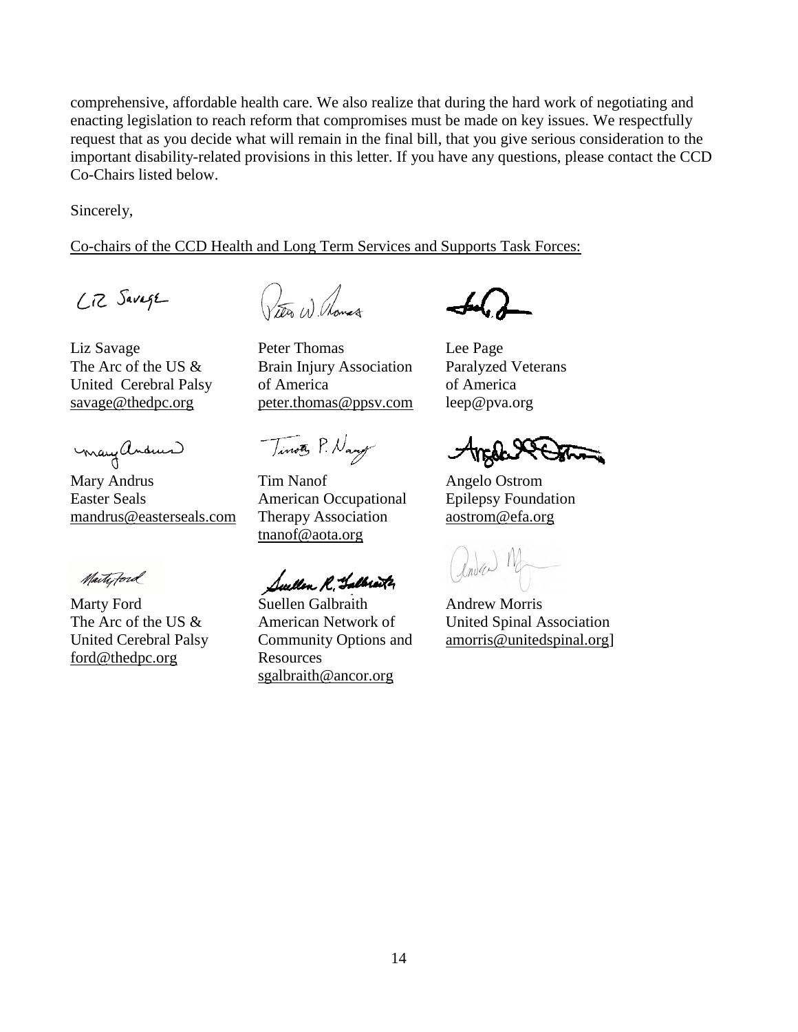comprehensive, affordable health care. We also realize that during the hard work of negotiating and enacting legislation to reach reform that compromises must be made on key issues. We respectfully request that as you decide what will remain in the final bill, that you give serious consideration to the important disability-related provisions in this letter. If you have any questions, please contact the CCD Co-Chairs listed below.

Sincerely,

Co-chairs of the CCD Health and Long Term Services and Supports Task Forces:

Liz Savage
The Arc of the US &
United Cerebral Palsy
savage@thedpc.org

Peter Thomas
Brain Injury Association of America
peter.thomas@ppsv.com

Lee Page
Paralyzed Veterans of America
leep@pva.org

Mary Andrus
Easter Seals
mandrus@easterseals.com

Tim Nanof
American Occupational Therapy Association
tnanof@aota.org

Angelo Ostrom
Epilepsy Foundation
aostrom@efa.org

Marty Ford
The Arc of the US &
United Cerebral Palsy
ford@thedpc.org

Suellen Galbraith
American Network of Community Options and Resources
sgalbraith@ancor.org

Andrew Morris
United Spinal Association
amorris@unitedspinal.org]